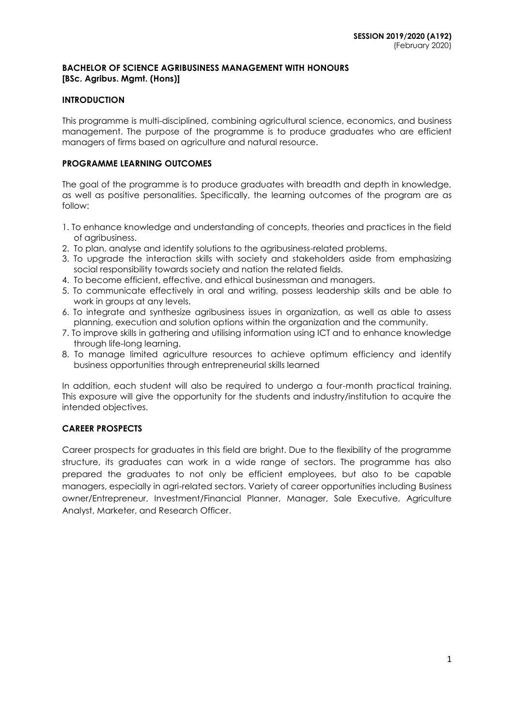**SESSION 2019/2020 (A192)**
(February 2020)

## BACHELOR OF SCIENCE AGRIBUSINESS MANAGEMENT WITH HONOURS
## [BSc. Agribus. Mgmt. (Hons)]

### INTRODUCTION

This programme is multi-disciplined, combining agricultural science, economics, and business management. The purpose of the programme is to produce graduates who are efficient managers of firms based on agriculture and natural resource.

### PROGRAMME LEARNING OUTCOMES

The goal of the programme is to produce graduates with breadth and depth in knowledge, as well as positive personalities. Specifically, the learning outcomes of the program are as follow:

1. To enhance knowledge and understanding of concepts, theories and practices in the field of agribusiness.
2. To plan, analyse and identify solutions to the agribusiness-related problems.
3. To upgrade the interaction skills with society and stakeholders aside from emphasizing social responsibility towards society and nation the related fields.
4. To become efficient, effective, and ethical businessman and managers.
5. To communicate effectively in oral and writing, possess leadership skills and be able to work in groups at any levels.
6. To integrate and synthesize agribusiness issues in organization, as well as able to assess planning, execution and solution options within the organization and the community.
7. To improve skills in gathering and utilising information using ICT and to enhance knowledge through life-long learning.
8. To manage limited agriculture resources to achieve optimum efficiency and identify business opportunities through entrepreneurial skills learned

In addition, each student will also be required to undergo a four-month practical training. This exposure will give the opportunity for the students and industry/institution to acquire the intended objectives.

### CAREER PROSPECTS

Career prospects for graduates in this field are bright. Due to the flexibility of the programme structure, its graduates can work in a wide range of sectors. The programme has also prepared the graduates to not only be efficient employees, but also to be capable managers, especially in agri-related sectors. Variety of career opportunities including Business owner/Entrepreneur, Investment/Financial Planner, Manager, Sale Executive, Agriculture Analyst, Marketer, and Research Officer.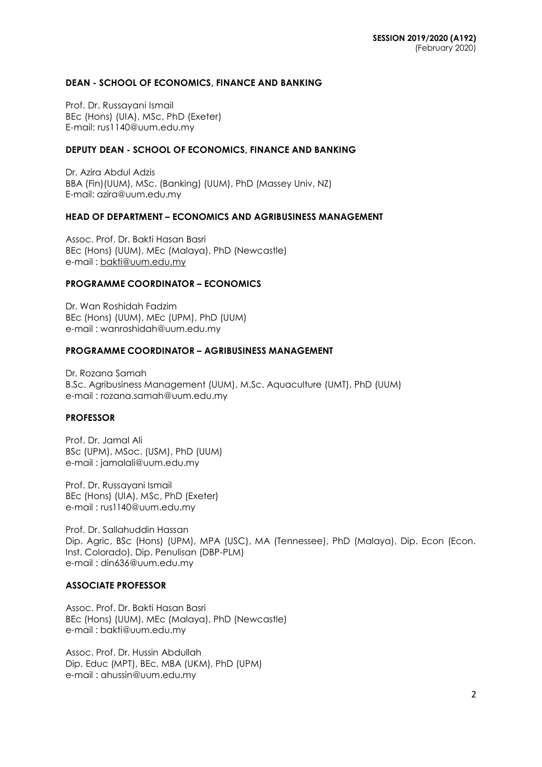**SESSION 2019/2020 (A192)**
(February 2020)

### DEAN - SCHOOL OF ECONOMICS, FINANCE AND BANKING

Prof. Dr. Russayani Ismail
BEc (Hons) (UIA), MSc, PhD (Exeter)
E-mail: rus1140@uum.edu.my

### DEPUTY DEAN - SCHOOL OF ECONOMICS, FINANCE AND BANKING

Dr. Azira Abdul Adzis
BBA (Fin)(UUM), MSc. (Banking) (UUM), PhD (Massey Univ, NZ)
E-mail: azira@uum.edu.my

### HEAD OF DEPARTMENT – ECONOMICS AND AGRIBUSINESS MANAGEMENT

Assoc. Prof. Dr. Bakti Hasan Basri
BEc (Hons) (UUM), MEc (Malaya), PhD (Newcastle)
e-mail : bakti@uum.edu.my

### PROGRAMME COORDINATOR – ECONOMICS

Dr. Wan Roshidah Fadzim
BEc (Hons) (UUM), MEc (UPM), PhD (UUM)
e-mail : wanroshidah@uum.edu.my

### PROGRAMME COORDINATOR – AGRIBUSINESS MANAGEMENT

Dr. Rozana Samah
B.Sc. Agribusiness Management (UUM), M.Sc. Aquaculture (UMT), PhD (UUM)
e-mail : rozana.samah@uum.edu.my

### PROFESSOR

Prof. Dr. Jamal Ali
BSc (UPM), MSoc. (USM), PhD (UUM)
e-mail : jamalali@uum.edu.my

Prof. Dr. Russayani Ismail
BEc (Hons) (UIA), MSc, PhD (Exeter)
e-mail : rus1140@uum.edu.my

Prof. Dr. Sallahuddin Hassan
Dip. Agric, BSc (Hons) (UPM), MPA (USC), MA (Tennessee), PhD (Malaya), Dip. Econ (Econ. Inst. Colorado), Dip. Penulisan (DBP-PLM)
e-mail : din636@uum.edu.my

### ASSOCIATE PROFESSOR

Assoc. Prof. Dr. Bakti Hasan Basri
BEc (Hons) (UUM), MEc (Malaya), PhD (Newcastle)
e-mail : bakti@uum.edu.my

Assoc. Prof. Dr. Hussin Abdullah
Dip. Educ (MPT), BEc, MBA (UKM), PhD (UPM)
e-mail : ahussin@uum.edu.my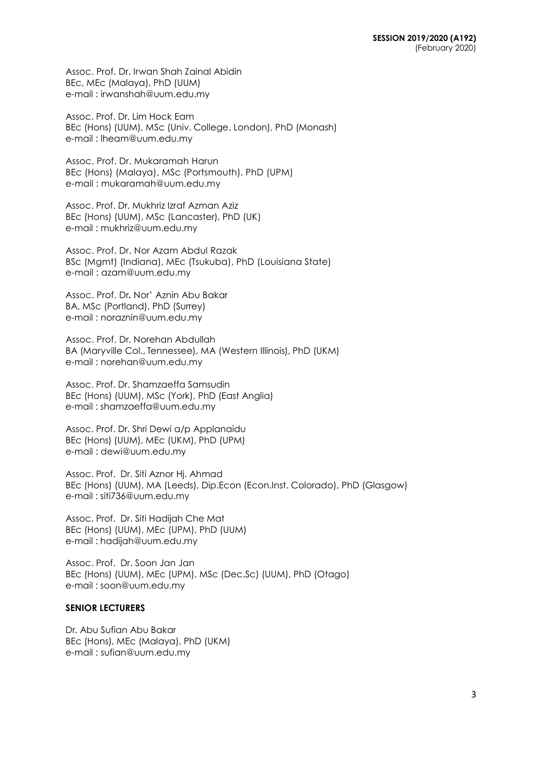Assoc. Prof. Dr. Irwan Shah Zainal Abidin
BEc, MEc (Malaya), PhD (UUM)
e-mail : irwanshah@uum.edu.my

Assoc. Prof. Dr. Lim Hock Eam
BEc (Hons) (UUM), MSc (Univ. College, London), PhD (Monash)
e-mail : lheam@uum.edu.my

Assoc. Prof. Dr. Mukaramah Harun
BEc (Hons) (Malaya), MSc (Portsmouth), PhD (UPM)
e-mail : mukaramah@uum.edu.my

Assoc. Prof. Dr. Mukhriz Izraf Azman Aziz
BEc (Hons) (UUM), MSc (Lancaster), PhD (UK)
e-mail : mukhriz@uum.edu.my

Assoc. Prof. Dr. Nor Azam Abdul Razak
BSc (Mgmt) (Indiana), MEc (Tsukuba), PhD (Louisiana State)
e-mail : azam@uum.edu.my

Assoc. Prof. Dr**.** Nor' Aznin Abu Bakar
BA, MSc (Portland), PhD (Surrey)
e-mail : noraznin@uum.edu.my

Assoc. Prof. Dr. Norehan Abdullah
BA (Maryville Col., Tennessee), MA (Western Illinois), PhD (UKM)
e-mail : norehan@uum.edu.my

Assoc. Prof. Dr. Shamzaeffa Samsudin
BEc (Hons) (UUM), MSc (York), PhD (East Anglia)
e-mail : shamzaeffa@uum.edu.my

Assoc. Prof. Dr. Shri Dewi a/p Applanaidu
BEc (Hons) (UUM), MEc (UKM), PhD (UPM)
e-mail : dewi@uum.edu.my

Assoc. Prof. Dr. Siti Aznor Hj. Ahmad
BEc (Hons) (UUM), MA (Leeds), Dip.Econ (Econ.Inst. Colorado), PhD (Glasgow)
e-mail : siti736@uum.edu.my

Assoc. Prof. Dr. Siti Hadijah Che Mat
BEc (Hons) (UUM), MEc (UPM), PhD (UUM)
e-mail : hadijah@uum.edu.my

Assoc. Prof. Dr. Soon Jan Jan
BEc (Hons) (UUM), MEc (UPM), MSc (Dec.Sc) (UUM), PhD (Otago)
e-mail : soon@uum.edu.my

**SENIOR LECTURERS**

Dr. Abu Sufian Abu Bakar
BEc (Hons), MEc (Malaya), PhD (UKM)
e-mail : sufian@uum.edu.my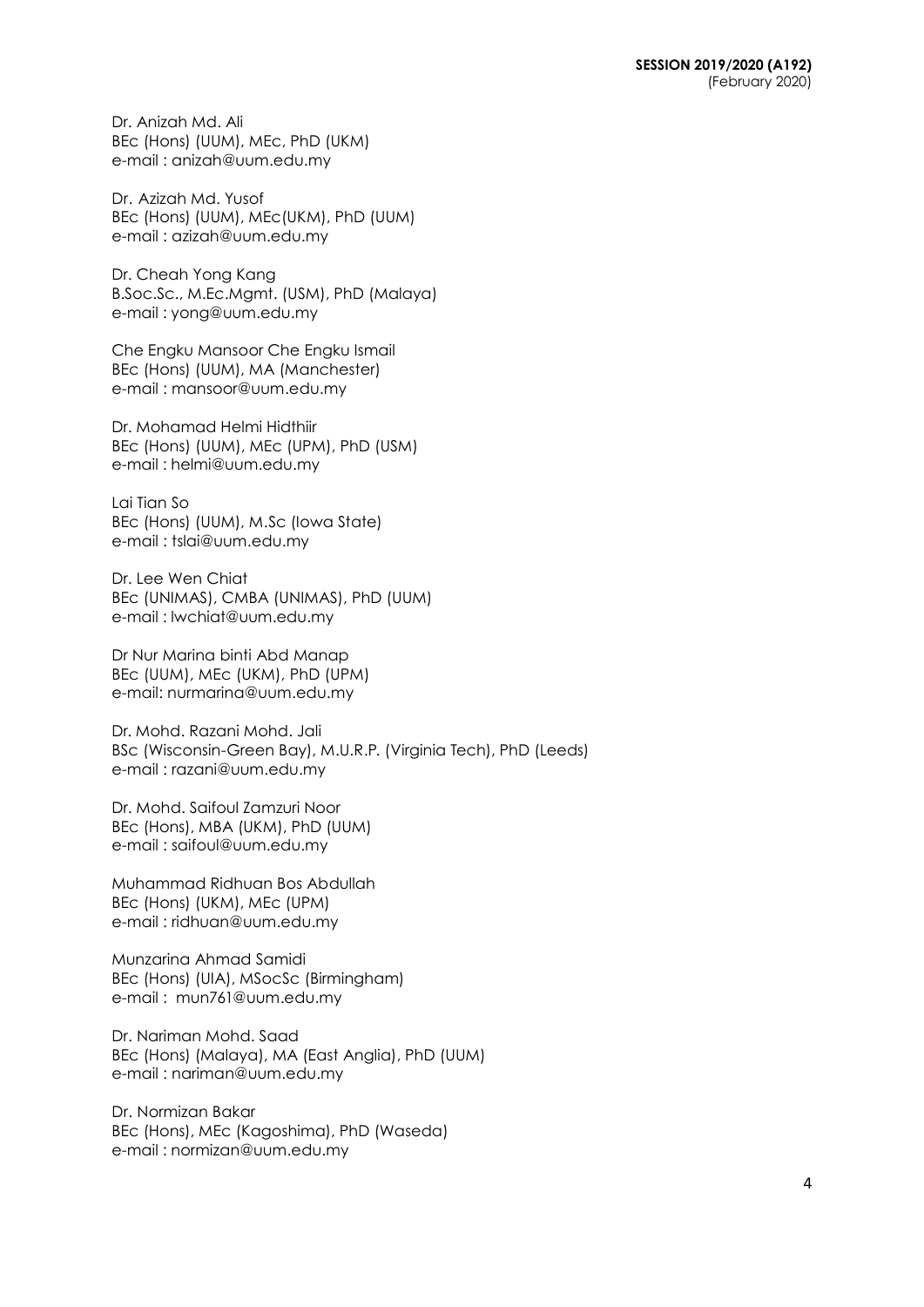Dr. Anizah Md. Ali
BEc (Hons) (UUM), MEc, PhD (UKM)
e-mail : anizah@uum.edu.my

Dr. Azizah Md. Yusof
BEc (Hons) (UUM), MEc(UKM), PhD (UUM)
e-mail : azizah@uum.edu.my

Dr. Cheah Yong Kang
B.Soc.Sc., M.Ec.Mgmt. (USM), PhD (Malaya)
e-mail : yong@uum.edu.my

Che Engku Mansoor Che Engku Ismail
BEc (Hons) (UUM), MA (Manchester)
e-mail : mansoor@uum.edu.my

Dr. Mohamad Helmi Hidthiir
BEc (Hons) (UUM), MEc (UPM), PhD (USM)
e-mail : helmi@uum.edu.my

Lai Tian So
BEc (Hons) (UUM), M.Sc (Iowa State)
e-mail : tslai@uum.edu.my

Dr. Lee Wen Chiat
BEc (UNIMAS), CMBA (UNIMAS), PhD (UUM)
e-mail : lwchiat@uum.edu.my

Dr Nur Marina binti Abd Manap
BEc (UUM), MEc (UKM), PhD (UPM)
e-mail: nurmarina@uum.edu.my

Dr. Mohd. Razani Mohd. Jali
BSc (Wisconsin-Green Bay), M.U.R.P. (Virginia Tech), PhD (Leeds)
e-mail : razani@uum.edu.my

Dr. Mohd. Saifoul Zamzuri Noor
BEc (Hons), MBA (UKM), PhD (UUM)
e-mail : saifoul@uum.edu.my

Muhammad Ridhuan Bos Abdullah
BEc (Hons) (UKM), MEc (UPM)
e-mail : ridhuan@uum.edu.my

Munzarina Ahmad Samidi
BEc (Hons) (UIA), MSocSc (Birmingham)
e-mail : mun761@uum.edu.my

Dr. Nariman Mohd. Saad
BEc (Hons) (Malaya), MA (East Anglia), PhD (UUM)
e-mail : nariman@uum.edu.my

Dr. Normizan Bakar
BEc (Hons), MEc (Kagoshima), PhD (Waseda)
e-mail : normizan@uum.edu.my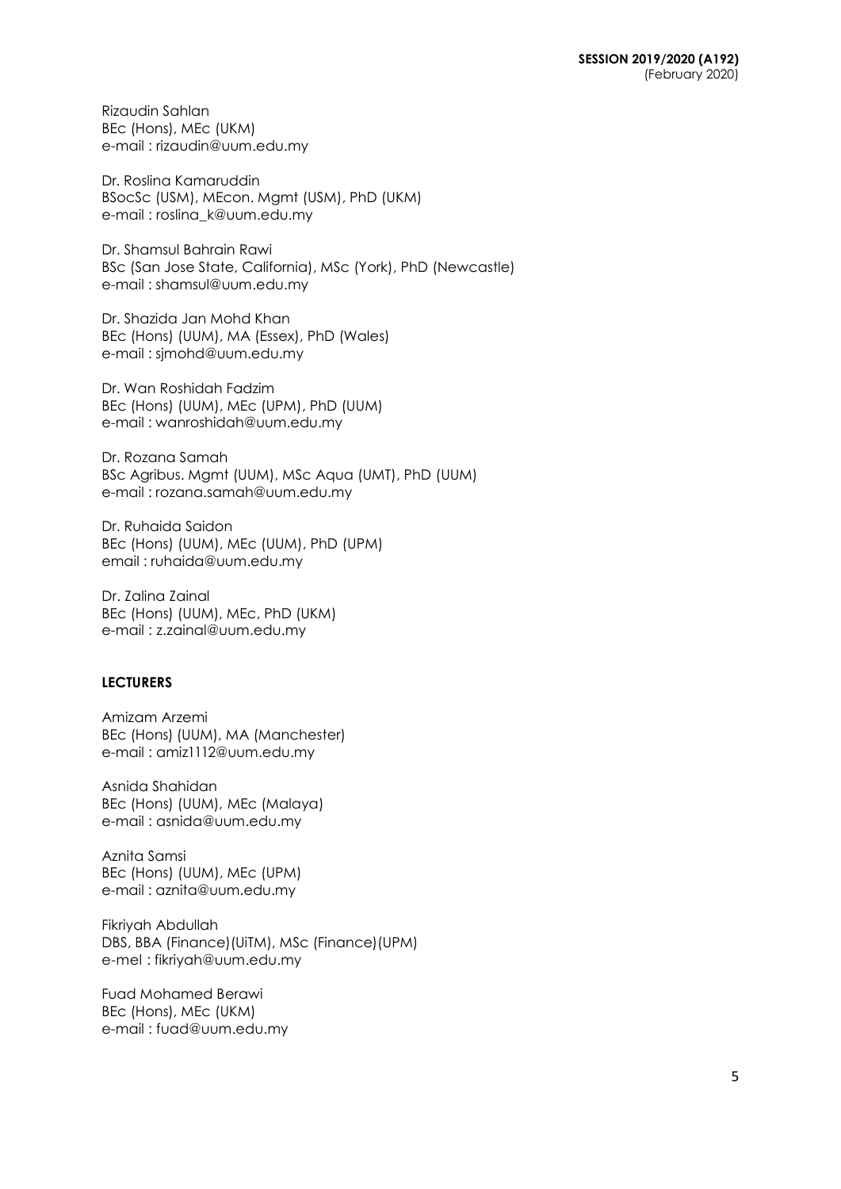Rizaudin Sahlan
BEc (Hons), MEc (UKM)
e-mail : rizaudin@uum.edu.my

Dr. Roslina Kamaruddin
BSocSc (USM), MEcon. Mgmt (USM), PhD (UKM)
e-mail : roslina_k@uum.edu.my

Dr. Shamsul Bahrain Rawi
BSc (San Jose State, California), MSc (York), PhD (Newcastle)
e-mail : shamsul@uum.edu.my

Dr. Shazida Jan Mohd Khan
BEc (Hons) (UUM), MA (Essex), PhD (Wales)
e-mail : sjmohd@uum.edu.my

Dr. Wan Roshidah Fadzim
BEc (Hons) (UUM), MEc (UPM), PhD (UUM)
e-mail : wanroshidah@uum.edu.my

Dr. Rozana Samah
BSc Agribus. Mgmt (UUM), MSc Aqua (UMT), PhD (UUM)
e-mail : rozana.samah@uum.edu.my

Dr. Ruhaida Saidon
BEc (Hons) (UUM), MEc (UUM), PhD (UPM)
email : ruhaida@uum.edu.my

Dr. Zalina Zainal
BEc (Hons) (UUM), MEc, PhD (UKM)
e-mail : z.zainal@uum.edu.my

**LECTURERS**

Amizam Arzemi
BEc (Hons) (UUM), MA (Manchester)
e-mail : amiz1112@uum.edu.my

Asnida Shahidan
BEc (Hons) (UUM), MEc (Malaya)
e-mail : asnida@uum.edu.my

Aznita Samsi
BEc (Hons) (UUM), MEc (UPM)
e-mail : aznita@uum.edu.my

Fikriyah Abdullah
DBS, BBA (Finance)(UiTM), MSc (Finance)(UPM)
e-mel : fikriyah@uum.edu.my

Fuad Mohamed Berawi
BEc (Hons), MEc (UKM)
e-mail : fuad@uum.edu.my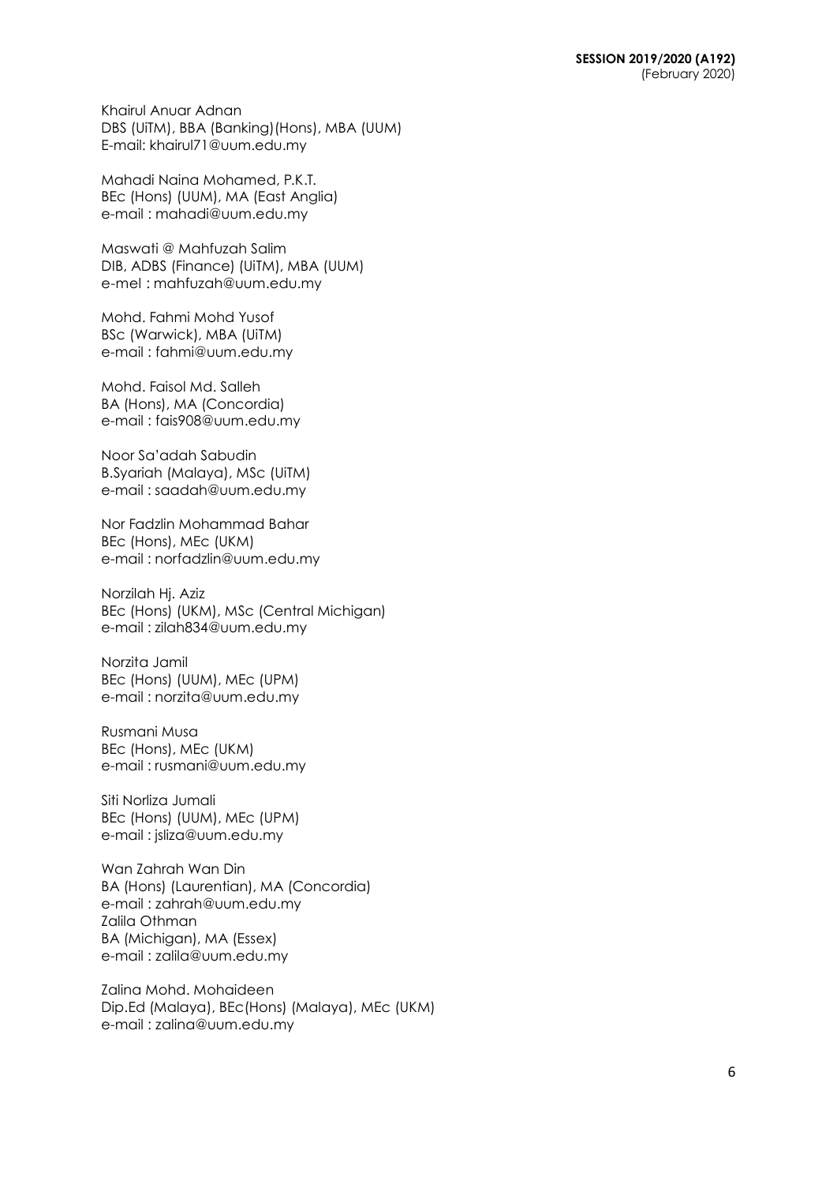Khairul Anuar Adnan  
DBS (UiTM), BBA (Banking)(Hons), MBA (UUM)  
E-mail: khairul71@uum.edu.my

Mahadi Naina Mohamed, P.K.T.  
BEc (Hons) (UUM), MA (East Anglia)  
e-mail : mahadi@uum.edu.my

Maswati @ Mahfuzah Salim  
DIB, ADBS (Finance) (UiTM), MBA (UUM)  
e-mel : mahfuzah@uum.edu.my

Mohd. Fahmi Mohd Yusof  
BSc (Warwick), MBA (UiTM)  
e-mail : fahmi@uum.edu.my

Mohd. Faisol Md. Salleh  
BA (Hons), MA (Concordia)  
e-mail : fais908@uum.edu.my

Noor Sa'adah Sabudin  
B.Syariah (Malaya), MSc (UiTM)  
e-mail : saadah@uum.edu.my

Nor Fadzlin Mohammad Bahar  
BEc (Hons), MEc (UKM)  
e-mail : norfadzlin@uum.edu.my

Norzilah Hj. Aziz  
BEc (Hons) (UKM), MSc (Central Michigan)  
e-mail : zilah834@uum.edu.my

Norzita Jamil  
BEc (Hons) (UUM), MEc (UPM)  
e-mail : norzita@uum.edu.my

Rusmani Musa  
BEc (Hons), MEc (UKM)  
e-mail : rusmani@uum.edu.my

Siti Norliza Jumali  
BEc (Hons) (UUM), MEc (UPM)  
e-mail : jsliza@uum.edu.my

Wan Zahrah Wan Din  
BA (Hons) (Laurentian), MA (Concordia)  
e-mail : zahrah@uum.edu.my  
Zalila Othman  
BA (Michigan), MA (Essex)  
e-mail : zalila@uum.edu.my

Zalina Mohd. Mohaideen  
Dip.Ed (Malaya), BEc(Hons) (Malaya), MEc (UKM)  
e-mail : zalina@uum.edu.my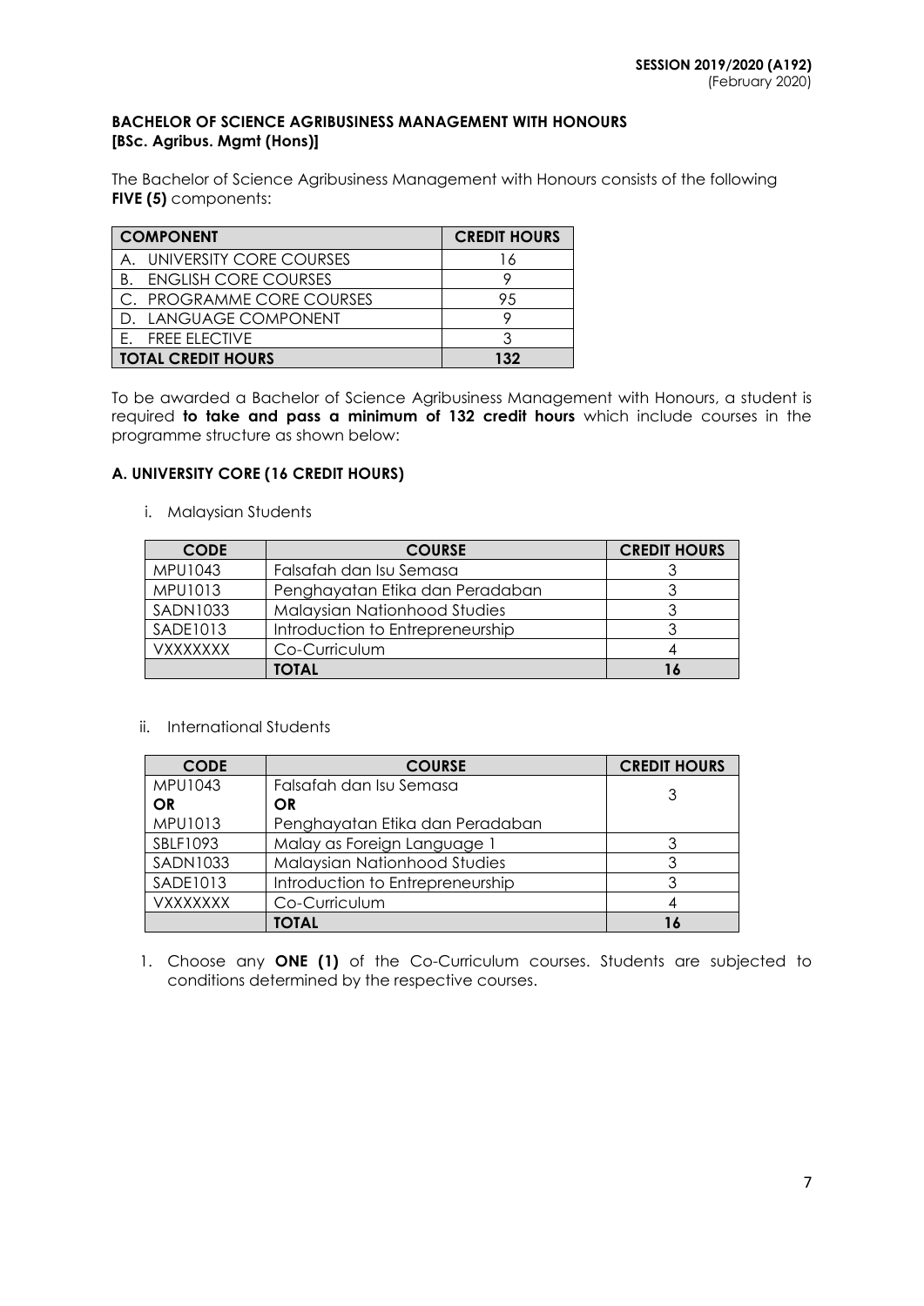**SESSION 2019/2020 (A192)**
(February 2020)

## BACHELOR OF SCIENCE AGRIBUSINESS MANAGEMENT WITH HONOURS [BSc. Agribus. Mgmt (Hons)]

The Bachelor of Science Agribusiness Management with Honours consists of the following **FIVE (5)** components:

| COMPONENT | CREDIT HOURS |
|---|---|
| A. UNIVERSITY CORE COURSES | 16 |
| B. ENGLISH CORE COURSES | 9 |
| C. PROGRAMME CORE COURSES | 95 |
| D. LANGUAGE COMPONENT | 9 |
| E. FREE ELECTIVE | 3 |
| **TOTAL CREDIT HOURS** | **132** |

To be awarded a Bachelor of Science Agribusiness Management with Honours, a student is required **to take and pass a minimum of 132 credit hours** which include courses in the programme structure as shown below:

### A. UNIVERSITY CORE (16 CREDIT HOURS)

i. Malaysian Students

| CODE | COURSE | CREDIT HOURS |
|---|---|---|
| MPU1043 | Falsafah dan Isu Semasa | 3 |
| MPU1013 | Penghayatan Etika dan Peradaban | 3 |
| SADN1033 | Malaysian Nationhood Studies | 3 |
| SADE1013 | Introduction to Entrepreneurship | 3 |
| VXXXXXXX | Co-Curriculum | 4 |
| | **TOTAL** | **16** |

ii. International Students

| CODE | COURSE | CREDIT HOURS |
|---|---|---|
| MPU1043 **OR** MPU1013 | Falsafah dan Isu Semasa **OR** Penghayatan Etika dan Peradaban | 3 |
| SBLF1093 | Malay as Foreign Language 1 | 3 |
| SADN1033 | Malaysian Nationhood Studies | 3 |
| SADE1013 | Introduction to Entrepreneurship | 3 |
| VXXXXXXX | Co-Curriculum | 4 |
| | **TOTAL** | **16** |

1. Choose any **ONE (1)** of the Co-Curriculum courses. Students are subjected to conditions determined by the respective courses.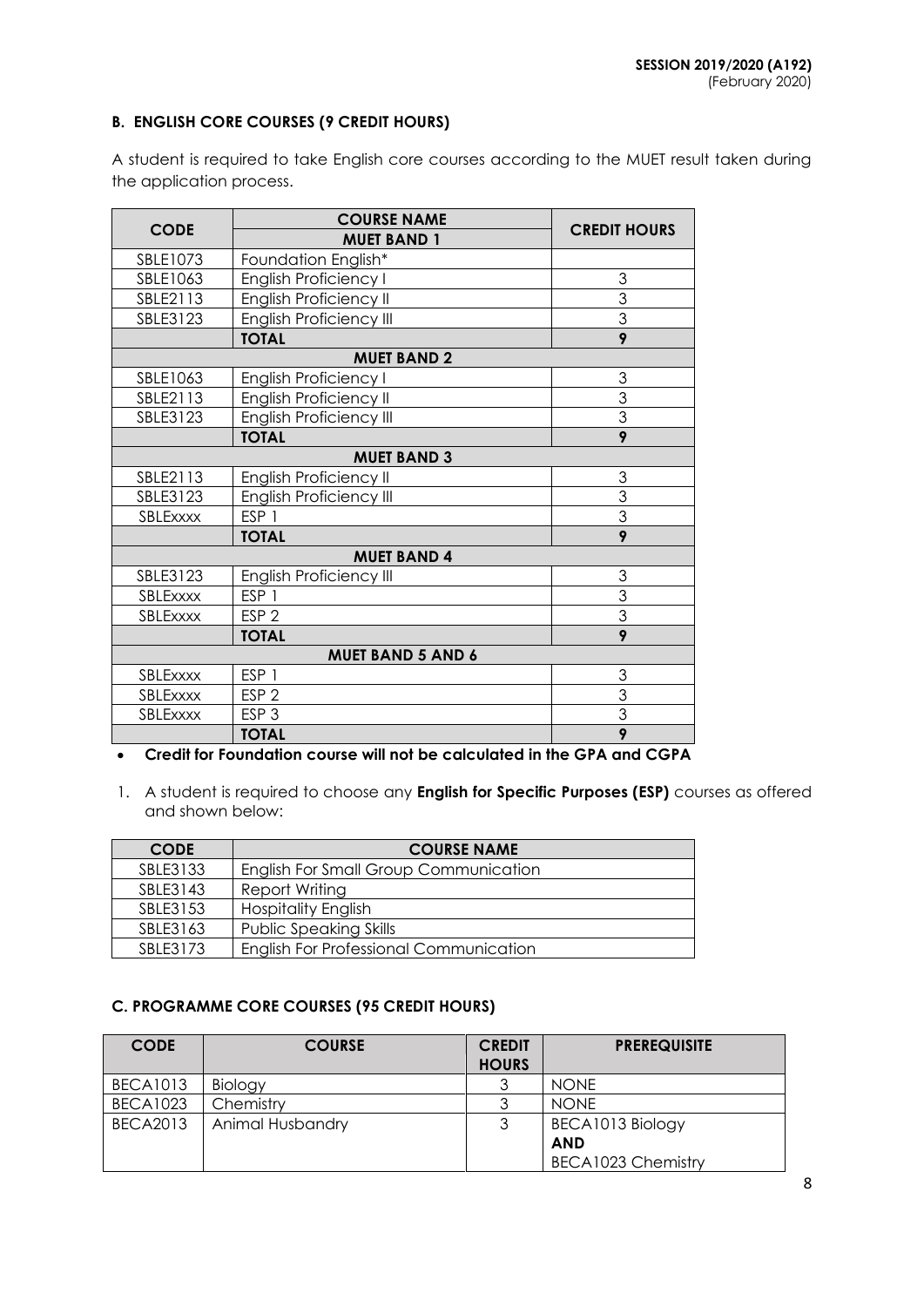**SESSION 2019/2020 (A192)**
(February 2020)

### B. ENGLISH CORE COURSES (9 CREDIT HOURS)

A student is required to take English core courses according to the MUET result taken during the application process.

| CODE | COURSE NAME | CREDIT HOURS |
|---|---|---|
| | **MUET BAND 1** | |
| SBLE1073 | Foundation English* | |
| SBLE1063 | English Proficiency I | 3 |
| SBLE2113 | English Proficiency II | 3 |
| SBLE3123 | English Proficiency III | 3 |
| | **TOTAL** | **9** |
| | **MUET BAND 2** | |
| SBLE1063 | English Proficiency I | 3 |
| SBLE2113 | English Proficiency II | 3 |
| SBLE3123 | English Proficiency III | 3 |
| | **TOTAL** | **9** |
| | **MUET BAND 3** | |
| SBLE2113 | English Proficiency II | 3 |
| SBLE3123 | English Proficiency III | 3 |
| SBLExxxx | ESP 1 | 3 |
| | **TOTAL** | **9** |
| | **MUET BAND 4** | |
| SBLE3123 | English Proficiency III | 3 |
| SBLExxxx | ESP 1 | 3 |
| SBLExxxx | ESP 2 | 3 |
| | **TOTAL** | **9** |
| | **MUET BAND 5 AND 6** | |
| SBLExxxx | ESP 1 | 3 |
| SBLExxxx | ESP 2 | 3 |
| SBLExxxx | ESP 3 | 3 |
| | **TOTAL** | **9** |

- **Credit for Foundation course will not be calculated in the GPA and CGPA**

1. A student is required to choose any **English for Specific Purposes (ESP)** courses as offered and shown below:

| CODE | COURSE NAME |
|---|---|
| SBLE3133 | English For Small Group Communication |
| SBLE3143 | Report Writing |
| SBLE3153 | Hospitality English |
| SBLE3163 | Public Speaking Skills |
| SBLE3173 | English For Professional Communication |

### C. PROGRAMME CORE COURSES (95 CREDIT HOURS)

| CODE | COURSE | CREDIT HOURS | PREREQUISITE |
|---|---|---|---|
| BECA1013 | Biology | 3 | NONE |
| BECA1023 | Chemistry | 3 | NONE |
| BECA2013 | Animal Husbandry | 3 | BECA1013 Biology **AND** BECA1023 Chemistry |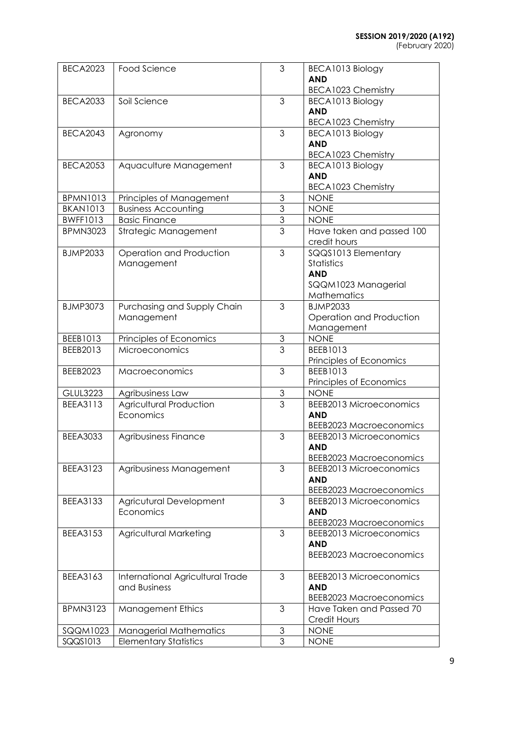| BECA2023 | Food Science | 3 | BECA1013 Biology **AND** BECA1023 Chemistry |
|---|---|---|---|
| BECA2033 | Soil Science | 3 | BECA1013 Biology **AND** BECA1023 Chemistry |
| BECA2043 | Agronomy | 3 | BECA1013 Biology **AND** BECA1023 Chemistry |
| BECA2053 | Aquaculture Management | 3 | BECA1013 Biology **AND** BECA1023 Chemistry |
| BPMN1013 | Principles of Management | 3 | NONE |
| BKAN1013 | Business Accounting | 3 | NONE |
| BWFF1013 | Basic Finance | 3 | NONE |
| BPMN3023 | Strategic Management | 3 | Have taken and passed 100 credit hours |
| BJMP2033 | Operation and Production Management | 3 | SQQS1013 Elementary Statistics **AND** SQQM1023 Managerial Mathematics |
| BJMP3073 | Purchasing and Supply Chain Management | 3 | BJMP2033 Operation and Production Management |
| BEEB1013 | Principles of Economics | 3 | NONE |
| BEEB2013 | Microeconomics | 3 | BEEB1013 Principles of Economics |
| BEEB2023 | Macroeconomics | 3 | BEEB1013 Principles of Economics |
| GLUL3223 | Agribusiness Law | 3 | NONE |
| BEEA3113 | Agricultural Production Economics | 3 | BEEB2013 Microeconomics **AND** BEEB2023 Macroeconomics |
| BEEA3033 | Agribusiness Finance | 3 | BEEB2013 Microeconomics **AND** BEEB2023 Macroeconomics |
| BEEA3123 | Agribusiness Management | 3 | BEEB2013 Microeconomics **AND** BEEB2023 Macroeconomics |
| BEEA3133 | Agricutural Development Economics | 3 | BEEB2013 Microeconomics **AND** BEEB2023 Macroeconomics |
| BEEA3153 | Agricultural Marketing | 3 | BEEB2013 Microeconomics **AND** BEEB2023 Macroeconomics |
| BEEA3163 | International Agricultural Trade and Business | 3 | BEEB2013 Microeconomics **AND** BEEB2023 Macroeconomics |
| BPMN3123 | Management Ethics | 3 | Have Taken and Passed 70 Credit Hours |
| SQQM1023 | Managerial Mathematics | 3 | NONE |
| SQQS1013 | Elementary Statistics | 3 | NONE |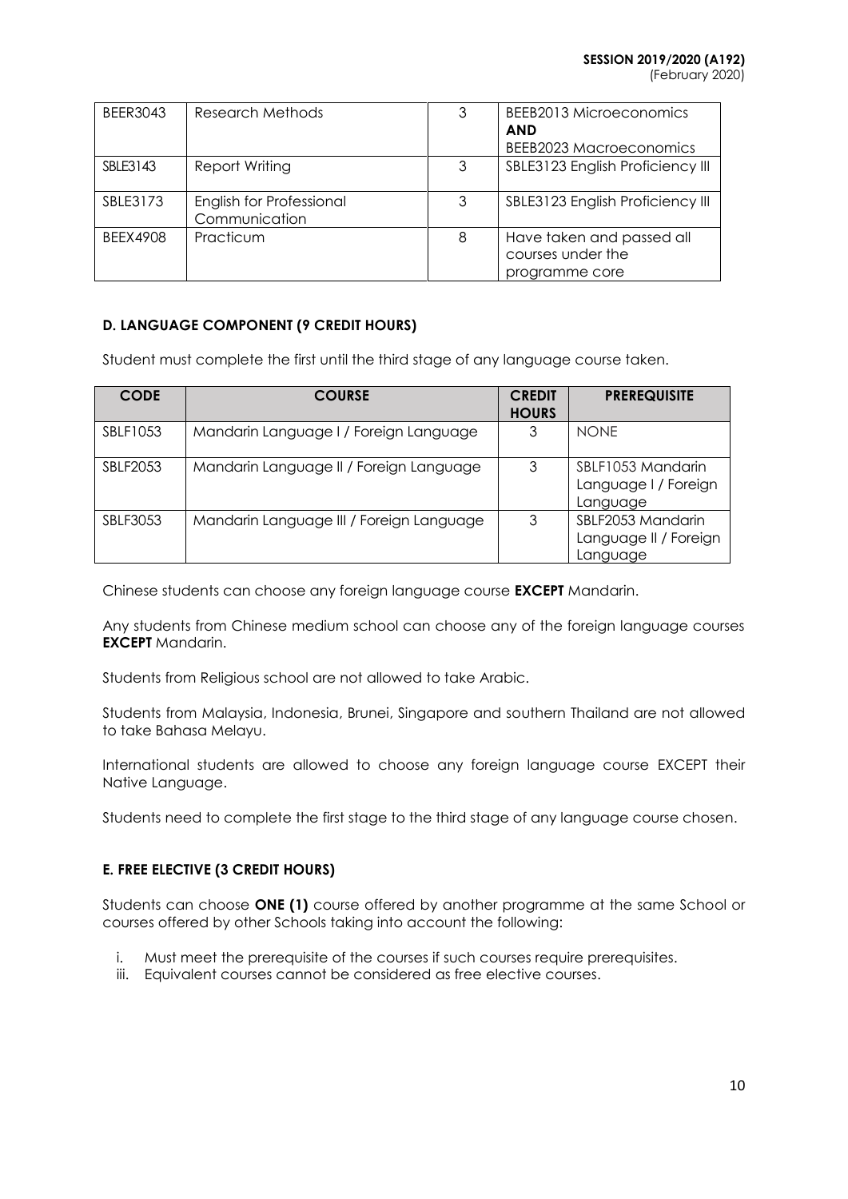| BEER3043 | Research Methods | 3 | BEEB2013 Microeconomics **AND** BEEB2023 Macroeconomics |
|---|---|---|---|
| SBLE3143 | Report Writing | 3 | SBLE3123 English Proficiency III |
| SBLE3173 | English for Professional Communication | 3 | SBLE3123 English Proficiency III |
| BEEX4908 | Practicum | 8 | Have taken and passed all courses under the programme core |

### D. LANGUAGE COMPONENT (9 CREDIT HOURS)

Student must complete the first until the third stage of any language course taken.

| CODE | COURSE | CREDIT HOURS | PREREQUISITE |
|---|---|---|---|
| SBLF1053 | Mandarin Language I / Foreign Language | 3 | NONE |
| SBLF2053 | Mandarin Language II / Foreign Language | 3 | SBLF1053 Mandarin Language I / Foreign Language |
| SBLF3053 | Mandarin Language III / Foreign Language | 3 | SBLF2053 Mandarin Language II / Foreign Language |

Chinese students can choose any foreign language course **EXCEPT** Mandarin.

Any students from Chinese medium school can choose any of the foreign language courses **EXCEPT** Mandarin.

Students from Religious school are not allowed to take Arabic.

Students from Malaysia, Indonesia, Brunei, Singapore and southern Thailand are not allowed to take Bahasa Melayu.

International students are allowed to choose any foreign language course EXCEPT their Native Language.

Students need to complete the first stage to the third stage of any language course chosen.

### E. FREE ELECTIVE (3 CREDIT HOURS)

Students can choose **ONE (1)** course offered by another programme at the same School or courses offered by other Schools taking into account the following:

i. Must meet the prerequisite of the courses if such courses require prerequisites.
iii. Equivalent courses cannot be considered as free elective courses.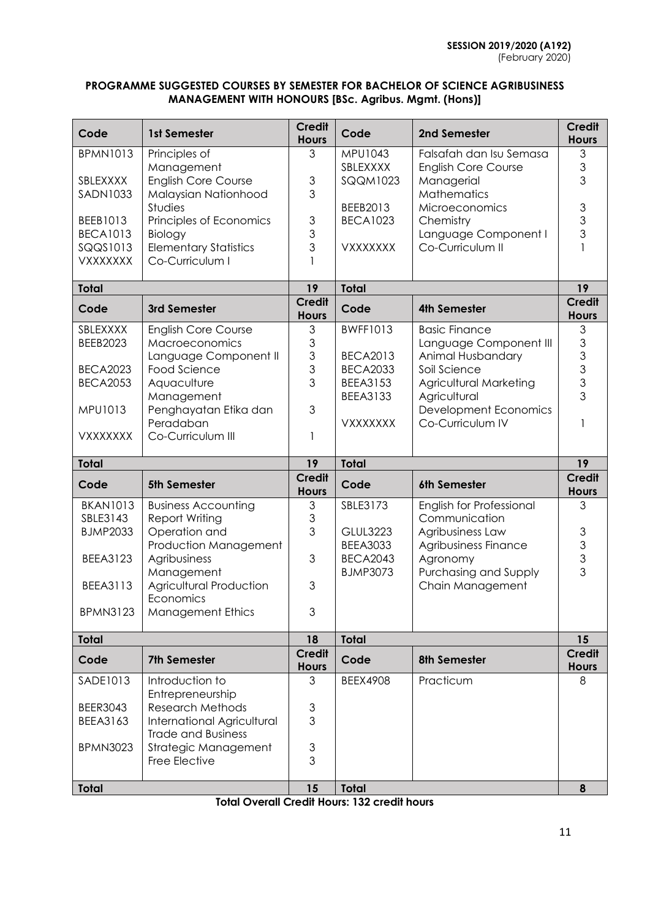**PROGRAMME SUGGESTED COURSES BY SEMESTER FOR BACHELOR OF SCIENCE AGRIBUSINESS MANAGEMENT WITH HONOURS [BSc. Agribus. Mgmt. (Hons)]**

| Code | 1st Semester | Credit Hours | Code | 2nd Semester | Credit Hours |
|---|---|---|---|---|---|
| BPMN1013 | Principles of Management | 3 | MPU1043 | Falsafah dan Isu Semasa | 3 |
| SBLEXXXX | English Core Course | 3 | SBLEXXXX | English Core Course | 3 |
| SADN1033 | Malaysian Nationhood Studies | 3 | SQQM1023 | Managerial Mathematics | 3 |
| BEEB1013 | Principles of Economics | 3 | BEEB2013 | Microeconomics | 3 |
| BECA1013 | Biology | 3 | BECA1023 | Chemistry | 3 |
| SQQS1013 | Elementary Statistics | 3 | | Language Component I | 3 |
| VXXXXXXX | Co-Curriculum I | 1 | VXXXXXXX | Co-Curriculum II | 1 |
| **Total** | | **19** | **Total** | | **19** |
| **Code** | **3rd Semester** | **Credit Hours** | **Code** | **4th Semester** | **Credit Hours** |
| SBLEXXXX | English Core Course | 3 | BWFF1013 | Basic Finance | 3 |
| BEEB2023 | Macroeconomics | 3 | | Language Component III | 3 |
| | Language Component II | 3 | BECA2013 | Animal Husbandary | 3 |
| BECA2023 | Food Science | 3 | BECA2033 | Soil Science | 3 |
| BECA2053 | Aquaculture Management | 3 | BEEA3153 | Agricultural Marketing | 3 |
| MPU1013 | Penghayatan Etika dan Peradaban | 3 | BEEA3133 | Agricultural Development Economics | 3 |
| VXXXXXXX | Co-Curriculum III | 1 | VXXXXXXX | Co-Curriculum IV | 1 |
| **Total** | | **19** | **Total** | | **19** |
| **Code** | **5th Semester** | **Credit Hours** | **Code** | **6th Semester** | **Credit Hours** |
| BKAN1013 | Business Accounting | 3 | SBLE3173 | English for Professional Communication | 3 |
| SBLE3143 | Report Writing | 3 | GLUL3223 | Agribusiness Law | 3 |
| BJMP2033 | Operation and Production Management | 3 | BEEA3033 | Agribusiness Finance | 3 |
| BEEA3123 | Agribusiness Management | 3 | BECA2043 | Agronomy | 3 |
| BEEA3113 | Agricultural Production Economics | 3 | BJMP3073 | Purchasing and Supply Chain Management | 3 |
| BPMN3123 | Management Ethics | 3 | | | |
| **Total** | | **18** | **Total** | | **15** |
| **Code** | **7th Semester** | **Credit Hours** | **Code** | **8th Semester** | **Credit Hours** |
| SADE1013 | Introduction to Entrepreneurship | 3 | BEEX4908 | Practicum | 8 |
| BEER3043 | Research Methods | 3 | | | |
| BEEA3163 | International Agricultural Trade and Business | 3 | | | |
| BPMN3023 | Strategic Management | 3 | | | |
| | Free Elective | 3 | | | |
| **Total** | | **15** | **Total** | | **8** |

**Total Overall Credit Hours: 132 credit hours**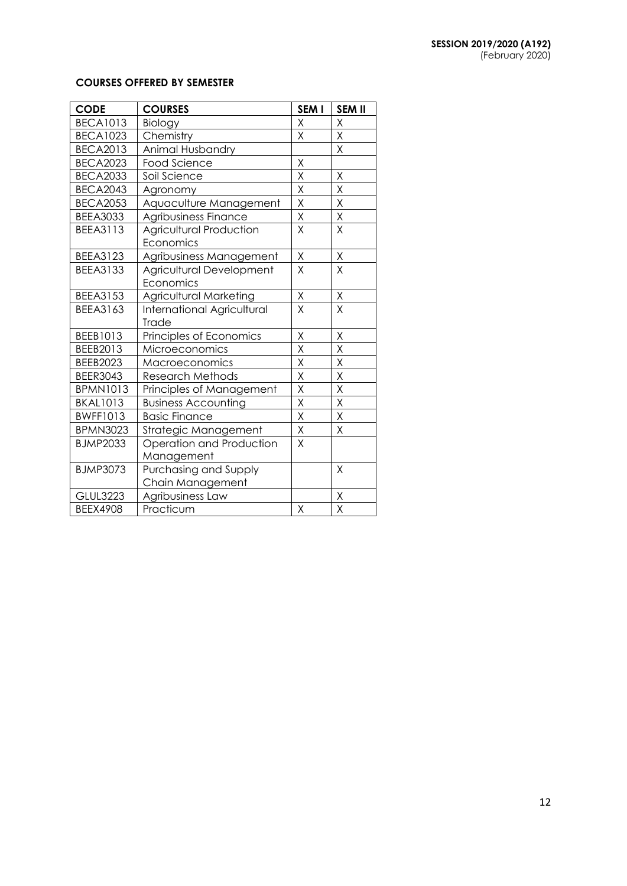**SESSION 2019/2020 (A192)**
(February 2020)

**COURSES OFFERED BY SEMESTER**

| CODE | COURSES | SEM I | SEM II |
|---|---|---|---|
| BECA1013 | Biology | X | X |
| BECA1023 | Chemistry | X | X |
| BECA2013 | Animal Husbandry | | X |
| BECA2023 | Food Science | X | |
| BECA2033 | Soil Science | X | X |
| BECA2043 | Agronomy | X | X |
| BECA2053 | Aquaculture Management | X | X |
| BEEA3033 | Agribusiness Finance | X | X |
| BEEA3113 | Agricultural Production Economics | X | X |
| BEEA3123 | Agribusiness Management | X | X |
| BEEA3133 | Agricultural Development Economics | X | X |
| BEEA3153 | Agricultural Marketing | X | X |
| BEEA3163 | International Agricultural Trade | X | X |
| BEEB1013 | Principles of Economics | X | X |
| BEEB2013 | Microeconomics | X | X |
| BEEB2023 | Macroeconomics | X | X |
| BEER3043 | Research Methods | X | X |
| BPMN1013 | Principles of Management | X | X |
| BKAL1013 | Business Accounting | X | X |
| BWFF1013 | Basic Finance | X | X |
| BPMN3023 | Strategic Management | X | X |
| BJMP2033 | Operation and Production Management | X | |
| BJMP3073 | Purchasing and Supply Chain Management | | X |
| GLUL3223 | Agribusiness Law | | X |
| BEEX4908 | Practicum | X | X |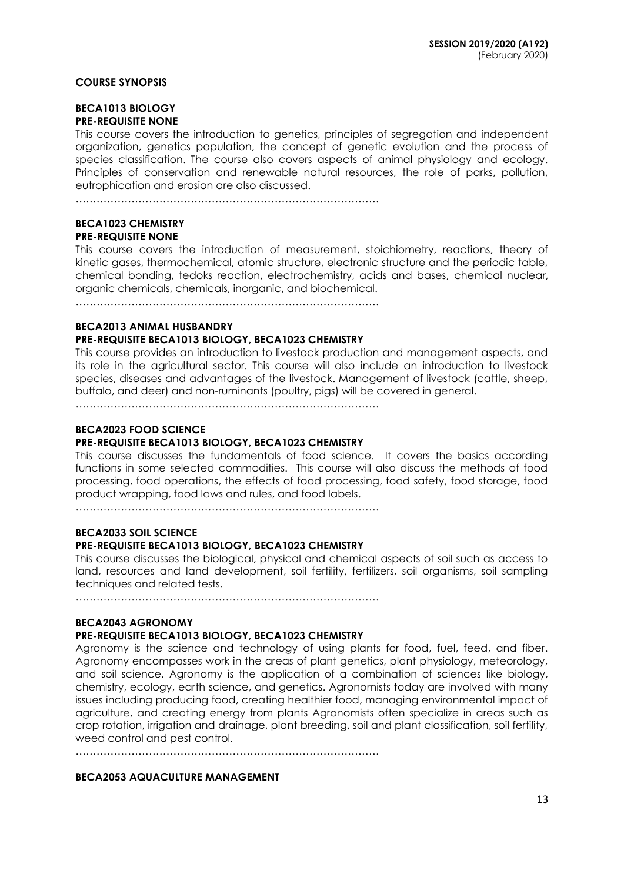**COURSE SYNOPSIS**

**BECA1013 BIOLOGY**
**PRE-REQUISITE NONE**

This course covers the introduction to genetics, principles of segregation and independent organization, genetics population, the concept of genetic evolution and the process of species classification. The course also covers aspects of animal physiology and ecology. Principles of conservation and renewable natural resources, the role of parks, pollution, eutrophication and erosion are also discussed.

……………………………………………………………………………

**BECA1023 CHEMISTRY**
**PRE-REQUISITE NONE**

This course covers the introduction of measurement, stoichiometry, reactions, theory of kinetic gases, thermochemical, atomic structure, electronic structure and the periodic table, chemical bonding, tedoks reaction, electrochemistry, acids and bases, chemical nuclear, organic chemicals, chemicals, inorganic, and biochemical.

……………………………………………………………………………

**BECA2013 ANIMAL HUSBANDRY**
**PRE-REQUISITE BECA1013 BIOLOGY, BECA1023 CHEMISTRY**

This course provides an introduction to livestock production and management aspects, and its role in the agricultural sector. This course will also include an introduction to livestock species, diseases and advantages of the livestock. Management of livestock (cattle, sheep, buffalo, and deer) and non-ruminants (poultry, pigs) will be covered in general.

……………………………………………………………………………

**BECA2023 FOOD SCIENCE**
**PRE-REQUISITE BECA1013 BIOLOGY, BECA1023 CHEMISTRY**

This course discusses the fundamentals of food science. It covers the basics according functions in some selected commodities. This course will also discuss the methods of food processing, food operations, the effects of food processing, food safety, food storage, food product wrapping, food laws and rules, and food labels.

……………………………………………………………………………

**BECA2033 SOIL SCIENCE**
**PRE-REQUISITE BECA1013 BIOLOGY, BECA1023 CHEMISTRY**

This course discusses the biological, physical and chemical aspects of soil such as access to land, resources and land development, soil fertility, fertilizers, soil organisms, soil sampling techniques and related tests.

……………………………………………………………………………

**BECA2043 AGRONOMY**
**PRE-REQUISITE BECA1013 BIOLOGY, BECA1023 CHEMISTRY**

Agronomy is the science and technology of using plants for food, fuel, feed, and fiber. Agronomy encompasses work in the areas of plant genetics, plant physiology, meteorology, and soil science. Agronomy is the application of a combination of sciences like biology, chemistry, ecology, earth science, and genetics. Agronomists today are involved with many issues including producing food, creating healthier food, managing environmental impact of agriculture, and creating energy from plants Agronomists often specialize in areas such as crop rotation, irrigation and drainage, plant breeding, soil and plant classification, soil fertility, weed control and pest control.

……………………………………………………………………………

**BECA2053 AQUACULTURE MANAGEMENT**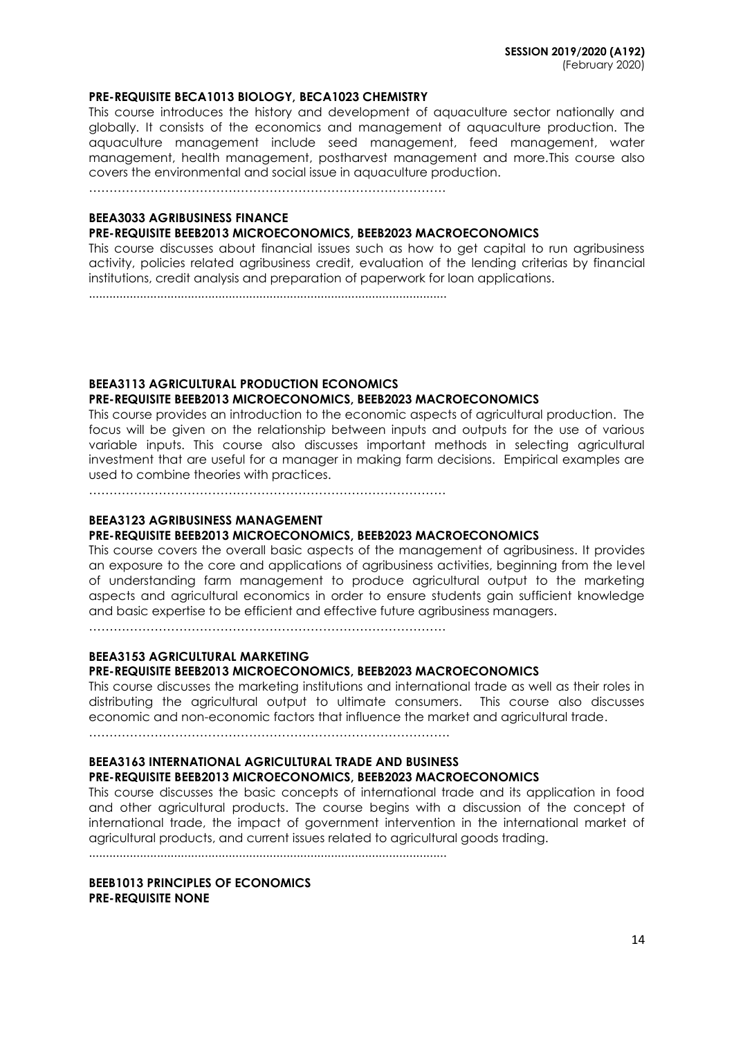**PRE-REQUISITE BECA1013 BIOLOGY, BECA1023 CHEMISTRY**

This course introduces the history and development of aquaculture sector nationally and globally. It consists of the economics and management of aquaculture production. The aquaculture management include seed management, feed management, water management, health management, postharvest management and more.This course also covers the environmental and social issue in aquaculture production.

……………………………………………………………………………

**BEEA3033 AGRIBUSINESS FINANCE**
**PRE-REQUISITE BEEB2013 MICROECONOMICS, BEEB2023 MACROECONOMICS**

This course discusses about financial issues such as how to get capital to run agribusiness activity, policies related agribusiness credit, evaluation of the lending criterias by financial institutions, credit analysis and preparation of paperwork for loan applications.

.......................................................................................................

**BEEA3113 AGRICULTURAL PRODUCTION ECONOMICS**
**PRE-REQUISITE BEEB2013 MICROECONOMICS, BEEB2023 MACROECONOMICS**

This course provides an introduction to the economic aspects of agricultural production. The focus will be given on the relationship between inputs and outputs for the use of various variable inputs. This course also discusses important methods in selecting agricultural investment that are useful for a manager in making farm decisions. Empirical examples are used to combine theories with practices.

……………………………………………………………………………

**BEEA3123 AGRIBUSINESS MANAGEMENT**
**PRE-REQUISITE BEEB2013 MICROECONOMICS, BEEB2023 MACROECONOMICS**

This course covers the overall basic aspects of the management of agribusiness. It provides an exposure to the core and applications of agribusiness activities, beginning from the level of understanding farm management to produce agricultural output to the marketing aspects and agricultural economics in order to ensure students gain sufficient knowledge and basic expertise to be efficient and effective future agribusiness managers.

……………………………………………………………………………

**BEEA3153 AGRICULTURAL MARKETING**
**PRE-REQUISITE BEEB2013 MICROECONOMICS, BEEB2023 MACROECONOMICS**

This course discusses the marketing institutions and international trade as well as their roles in distributing the agricultural output to ultimate consumers. This course also discusses economic and non-economic factors that influence the market and agricultural trade.

……………………………………………………………………………

**BEEA3163 INTERNATIONAL AGRICULTURAL TRADE AND BUSINESS**
**PRE-REQUISITE BEEB2013 MICROECONOMICS, BEEB2023 MACROECONOMICS**

This course discusses the basic concepts of international trade and its application in food and other agricultural products. The course begins with a discussion of the concept of international trade, the impact of government intervention in the international market of agricultural products, and current issues related to agricultural goods trading.

.......................................................................................................

**BEEB1013 PRINCIPLES OF ECONOMICS**
**PRE-REQUISITE NONE**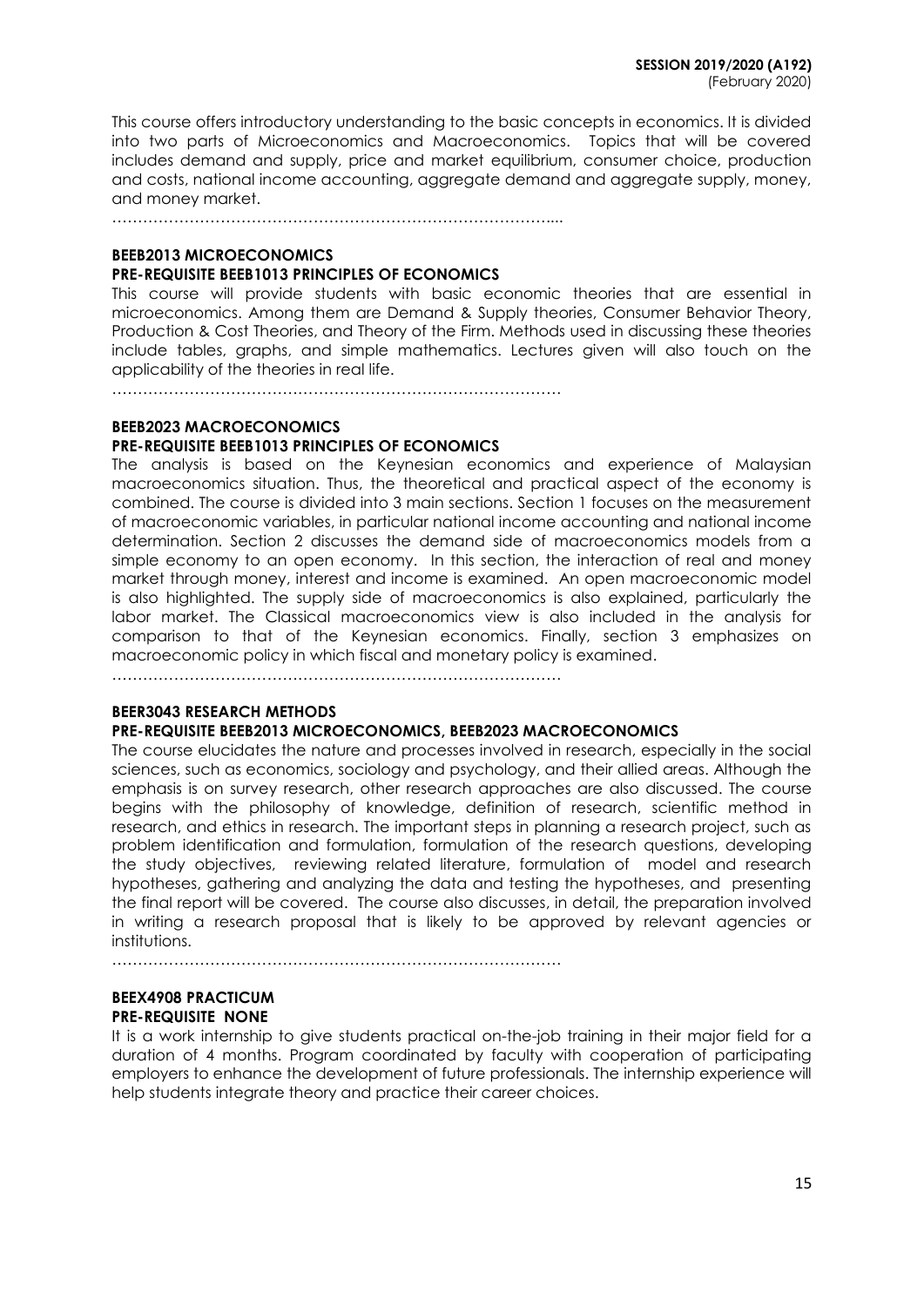This course offers introductory understanding to the basic concepts in economics. It is divided into two parts of Microeconomics and Macroeconomics. Topics that will be covered includes demand and supply, price and market equilibrium, consumer choice, production and costs, national income accounting, aggregate demand and aggregate supply, money, and money market.

…………………………………………………………………………....

**BEEB2013 MICROECONOMICS**
**PRE-REQUISITE BEEB1013 PRINCIPLES OF ECONOMICS**

This course will provide students with basic economic theories that are essential in microeconomics. Among them are Demand & Supply theories, Consumer Behavior Theory, Production & Cost Theories, and Theory of the Firm. Methods used in discussing these theories include tables, graphs, and simple mathematics. Lectures given will also touch on the applicability of the theories in real life.

……………………………………………………………………………

**BEEB2023 MACROECONOMICS**
**PRE-REQUISITE BEEB1013 PRINCIPLES OF ECONOMICS**

The analysis is based on the Keynesian economics and experience of Malaysian macroeconomics situation. Thus, the theoretical and practical aspect of the economy is combined. The course is divided into 3 main sections. Section 1 focuses on the measurement of macroeconomic variables, in particular national income accounting and national income determination. Section 2 discusses the demand side of macroeconomics models from a simple economy to an open economy. In this section, the interaction of real and money market through money, interest and income is examined. An open macroeconomic model is also highlighted. The supply side of macroeconomics is also explained, particularly the labor market. The Classical macroeconomics view is also included in the analysis for comparison to that of the Keynesian economics. Finally, section 3 emphasizes on macroeconomic policy in which fiscal and monetary policy is examined.

……………………………………………………………………………

**BEER3043 RESEARCH METHODS**
**PRE-REQUISITE BEEB2013 MICROECONOMICS, BEEB2023 MACROECONOMICS**

The course elucidates the nature and processes involved in research, especially in the social sciences, such as economics, sociology and psychology, and their allied areas. Although the emphasis is on survey research, other research approaches are also discussed. The course begins with the philosophy of knowledge, definition of research, scientific method in research, and ethics in research. The important steps in planning a research project, such as problem identification and formulation, formulation of the research questions, developing the study objectives, reviewing related literature, formulation of model and research hypotheses, gathering and analyzing the data and testing the hypotheses, and presenting the final report will be covered. The course also discusses, in detail, the preparation involved in writing a research proposal that is likely to be approved by relevant agencies or institutions.

……………………………………………………………………………

**BEEX4908 PRACTICUM**
**PRE-REQUISITE NONE**

It is a work internship to give students practical on-the-job training in their major field for a duration of 4 months. Program coordinated by faculty with cooperation of participating employers to enhance the development of future professionals. The internship experience will help students integrate theory and practice their career choices.